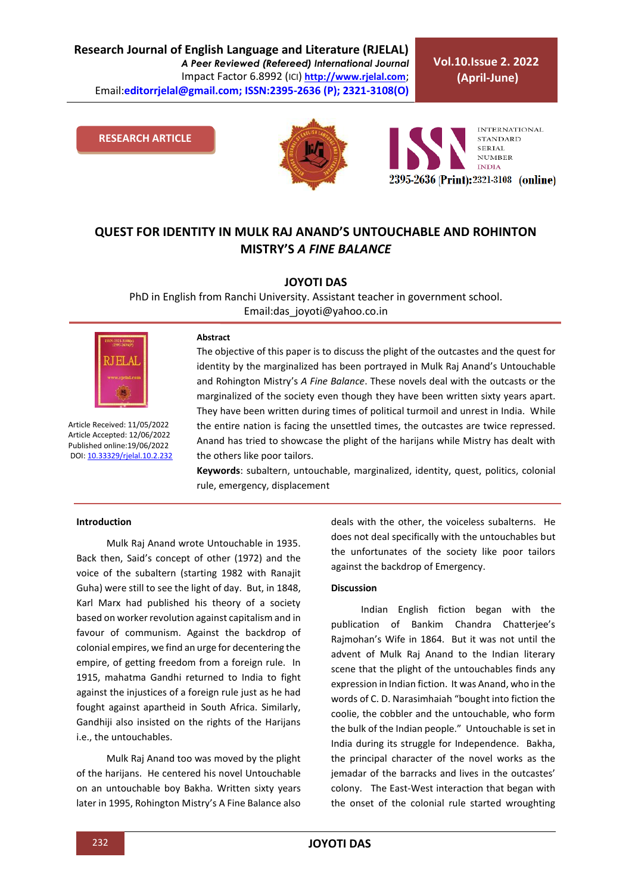RESEARCH ARTICLE

# QUEST FOR IDENTITY IN MULK RAJ ANAND'S UNTOUCHABLE AND ROHINTON MISTRY'S *A FINE BALANCE*

**JOYOTI DAS**

PhD in English from Ranchi University. Assistant teacher in government school.
Email:das_joyoti@yahoo.co.in

Article Received: 11/05/2022
Article Accepted: 12/06/2022
Published online:19/06/2022
DOI: 10.33329/rjelal.10.2.232

**Abstract**

The objective of this paper is to discuss the plight of the outcastes and the quest for identity by the marginalized has been portrayed in Mulk Raj Anand's Untouchable and Rohington Mistry's *A Fine Balance*. These novels deal with the outcasts or the marginalized of the society even though they have been written sixty years apart. They have been written during times of political turmoil and unrest in India. While the entire nation is facing the unsettled times, the outcastes are twice repressed. Anand has tried to showcase the plight of the harijans while Mistry has dealt with the others like poor tailors.

**Keywords**: subaltern, untouchable, marginalized, identity, quest, politics, colonial rule, emergency, displacement

## Introduction

Mulk Raj Anand wrote Untouchable in 1935. Back then, Said's concept of other (1972) and the voice of the subaltern (starting 1982 with Ranajit Guha) were still to see the light of day. But, in 1848, Karl Marx had published his theory of a society based on worker revolution against capitalism and in favour of communism. Against the backdrop of colonial empires, we find an urge for decentering the empire, of getting freedom from a foreign rule. In 1915, mahatma Gandhi returned to India to fight against the injustices of a foreign rule just as he had fought against apartheid in South Africa. Similarly, Gandhiji also insisted on the rights of the Harijans i.e., the untouchables.

Mulk Raj Anand too was moved by the plight of the harijans. He centered his novel Untouchable on an untouchable boy Bakha. Written sixty years later in 1995, Rohington Mistry's A Fine Balance also deals with the other, the voiceless subalterns. He does not deal specifically with the untouchables but the unfortunates of the society like poor tailors against the backdrop of Emergency.

## Discussion

Indian English fiction began with the publication of Bankim Chandra Chatterjee's Rajmohan's Wife in 1864. But it was not until the advent of Mulk Raj Anand to the Indian literary scene that the plight of the untouchables finds any expression in Indian fiction. It was Anand, who in the words of C. D. Narasimhaiah "bought into fiction the coolie, the cobbler and the untouchable, who form the bulk of the Indian people." Untouchable is set in India during its struggle for Independence. Bakha, the principal character of the novel works as the jemadar of the barracks and lives in the outcastes' colony. The East-West interaction that began with the onset of the colonial rule started wroughting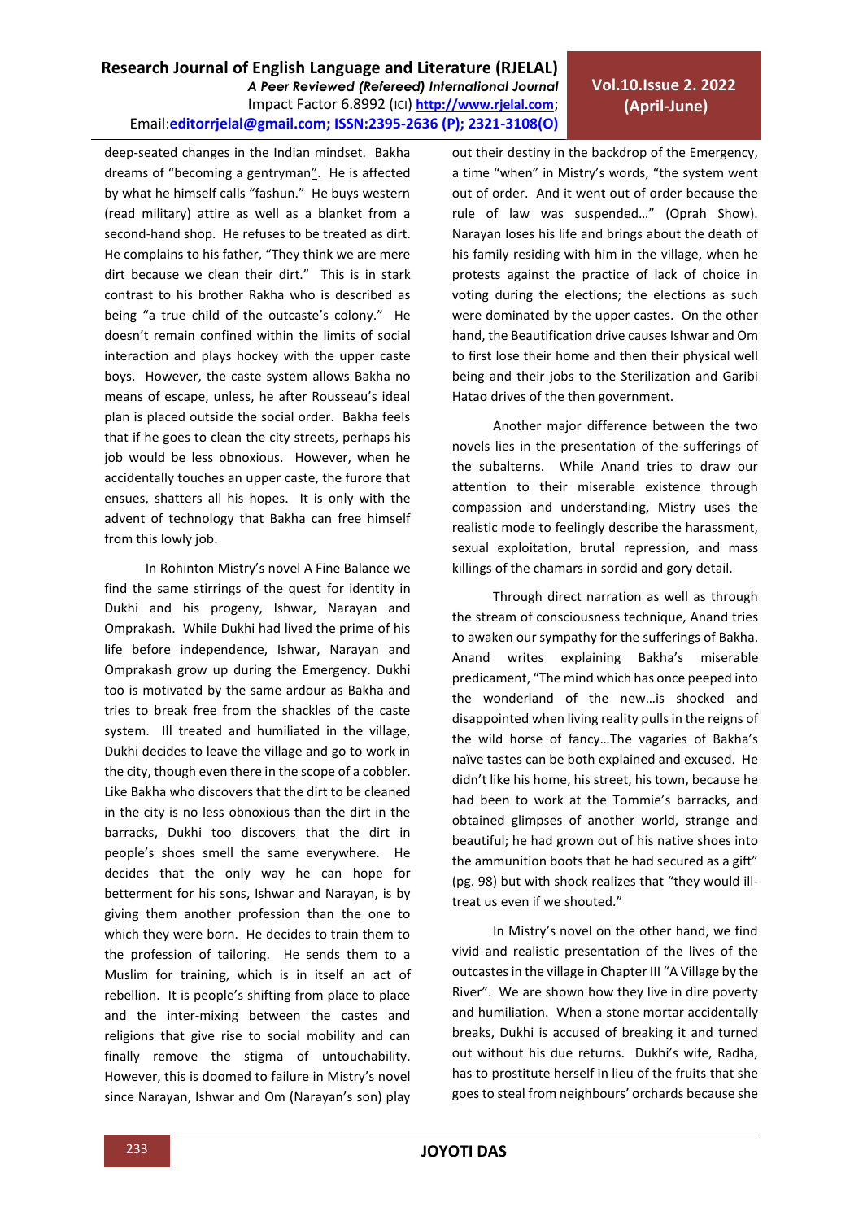deep-seated changes in the Indian mindset. Bakha dreams of "becoming a gentryman". He is affected by what he himself calls "fashun." He buys western (read military) attire as well as a blanket from a second-hand shop. He refuses to be treated as dirt. He complains to his father, "They think we are mere dirt because we clean their dirt." This is in stark contrast to his brother Rakha who is described as being "a true child of the outcaste's colony." He doesn't remain confined within the limits of social interaction and plays hockey with the upper caste boys. However, the caste system allows Bakha no means of escape, unless, he after Rousseau's ideal plan is placed outside the social order. Bakha feels that if he goes to clean the city streets, perhaps his job would be less obnoxious. However, when he accidentally touches an upper caste, the furore that ensues, shatters all his hopes. It is only with the advent of technology that Bakha can free himself from this lowly job.

In Rohinton Mistry's novel A Fine Balance we find the same stirrings of the quest for identity in Dukhi and his progeny, Ishwar, Narayan and Omprakash. While Dukhi had lived the prime of his life before independence, Ishwar, Narayan and Omprakash grow up during the Emergency. Dukhi too is motivated by the same ardour as Bakha and tries to break free from the shackles of the caste system. Ill treated and humiliated in the village, Dukhi decides to leave the village and go to work in the city, though even there in the scope of a cobbler. Like Bakha who discovers that the dirt to be cleaned in the city is no less obnoxious than the dirt in the barracks, Dukhi too discovers that the dirt in people's shoes smell the same everywhere. He decides that the only way he can hope for betterment for his sons, Ishwar and Narayan, is by giving them another profession than the one to which they were born. He decides to train them to the profession of tailoring. He sends them to a Muslim for training, which is in itself an act of rebellion. It is people's shifting from place to place and the inter-mixing between the castes and religions that give rise to social mobility and can finally remove the stigma of untouchability. However, this is doomed to failure in Mistry's novel since Narayan, Ishwar and Om (Narayan's son) play out their destiny in the backdrop of the Emergency, a time "when" in Mistry's words, "the system went out of order. And it went out of order because the rule of law was suspended…" (Oprah Show). Narayan loses his life and brings about the death of his family residing with him in the village, when he protests against the practice of lack of choice in voting during the elections; the elections as such were dominated by the upper castes. On the other hand, the Beautification drive causes Ishwar and Om to first lose their home and then their physical well being and their jobs to the Sterilization and Garibi Hatao drives of the then government.

Another major difference between the two novels lies in the presentation of the sufferings of the subalterns. While Anand tries to draw our attention to their miserable existence through compassion and understanding, Mistry uses the realistic mode to feelingly describe the harassment, sexual exploitation, brutal repression, and mass killings of the chamars in sordid and gory detail.

Through direct narration as well as through the stream of consciousness technique, Anand tries to awaken our sympathy for the sufferings of Bakha. Anand writes explaining Bakha's miserable predicament, "The mind which has once peeped into the wonderland of the new…is shocked and disappointed when living reality pulls in the reigns of the wild horse of fancy…The vagaries of Bakha's naïve tastes can be both explained and excused. He didn't like his home, his street, his town, because he had been to work at the Tommie's barracks, and obtained glimpses of another world, strange and beautiful; he had grown out of his native shoes into the ammunition boots that he had secured as a gift" (pg. 98) but with shock realizes that "they would ill-treat us even if we shouted."

In Mistry's novel on the other hand, we find vivid and realistic presentation of the lives of the outcastes in the village in Chapter III "A Village by the River". We are shown how they live in dire poverty and humiliation. When a stone mortar accidentally breaks, Dukhi is accused of breaking it and turned out without his due returns. Dukhi's wife, Radha, has to prostitute herself in lieu of the fruits that she goes to steal from neighbours' orchards because she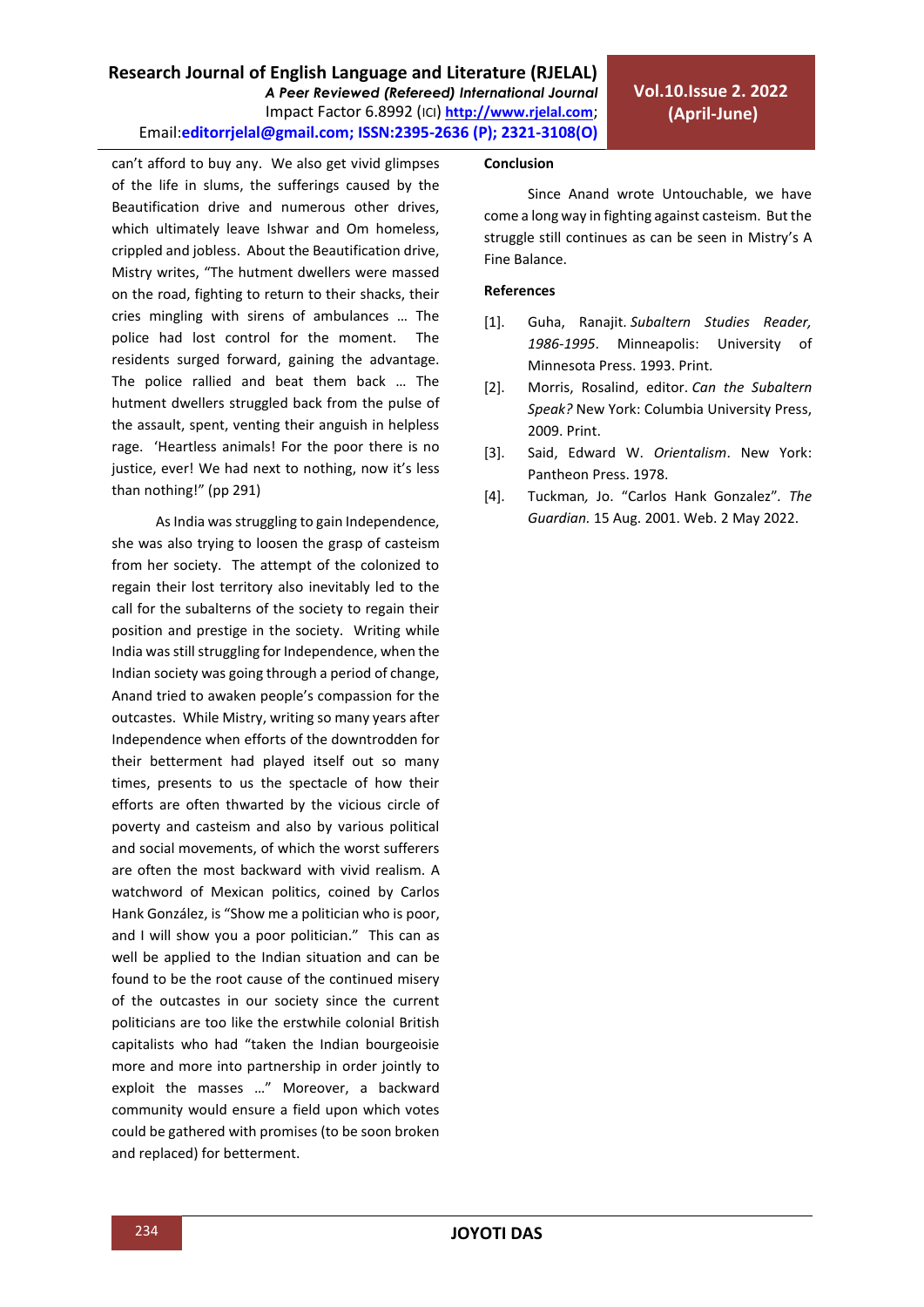can't afford to buy any. We also get vivid glimpses of the life in slums, the sufferings caused by the Beautification drive and numerous other drives, which ultimately leave Ishwar and Om homeless, crippled and jobless. About the Beautification drive, Mistry writes, "The hutment dwellers were massed on the road, fighting to return to their shacks, their cries mingling with sirens of ambulances … The police had lost control for the moment. The residents surged forward, gaining the advantage. The police rallied and beat them back … The hutment dwellers struggled back from the pulse of the assault, spent, venting their anguish in helpless rage. 'Heartless animals! For the poor there is no justice, ever! We had next to nothing, now it's less than nothing!" (pp 291)

As India was struggling to gain Independence, she was also trying to loosen the grasp of casteism from her society. The attempt of the colonized to regain their lost territory also inevitably led to the call for the subalterns of the society to regain their position and prestige in the society. Writing while India was still struggling for Independence, when the Indian society was going through a period of change, Anand tried to awaken people's compassion for the outcastes. While Mistry, writing so many years after Independence when efforts of the downtrodden for their betterment had played itself out so many times, presents to us the spectacle of how their efforts are often thwarted by the vicious circle of poverty and casteism and also by various political and social movements, of which the worst sufferers are often the most backward with vivid realism. A watchword of Mexican politics, coined by Carlos Hank González, is "Show me a politician who is poor, and I will show you a poor politician." This can as well be applied to the Indian situation and can be found to be the root cause of the continued misery of the outcastes in our society since the current politicians are too like the erstwhile colonial British capitalists who had "taken the Indian bourgeoisie more and more into partnership in order jointly to exploit the masses …" Moreover, a backward community would ensure a field upon which votes could be gathered with promises (to be soon broken and replaced) for betterment.

## Conclusion

Since Anand wrote Untouchable, we have come a long way in fighting against casteism. But the struggle still continues as can be seen in Mistry's A Fine Balance.

## References

[1]. Guha, Ranajit. *Subaltern Studies Reader, 1986-1995*. Minneapolis: University of Minnesota Press. 1993. Print.

[2]. Morris, Rosalind, editor. *Can the Subaltern Speak?* New York: Columbia University Press, 2009. Print.

[3]. Said, Edward W. *Orientalism*. New York: Pantheon Press. 1978.

[4]. Tuckman, Jo. "Carlos Hank Gonzalez". *The Guardian*. 15 Aug. 2001. Web. 2 May 2022.